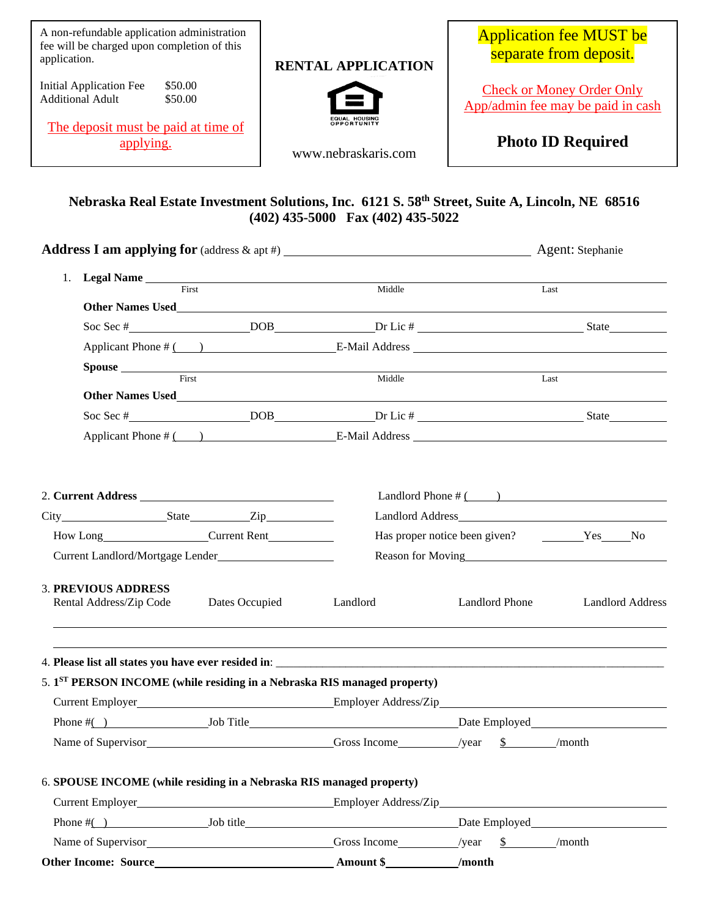A non-refundable application administration fee will be charged upon completion of this application.

Initial Application Fee $50.00
Additional Adult $50.00

The deposit must be paid at time of applying.

# RENTAL APPLICATION

EQUAL HOUSING OPPORTUNITY

www.nebraskaris.com

**Application fee MUST be separate from deposit.**

Check or Money Order Only
App/admin fee may be paid in cash

**Photo ID Required**

**Nebraska Real Estate Investment Solutions, Inc. 6121 S. 58th Street, Suite A, Lincoln, NE 68516**
**(402) 435-5000 Fax (402) 435-5022**

**Address I am applying for** (address & apt #) ______________________ Agent: Stephanie

1. **Legal Name** ______________________
   First Middle Last

   **Other Names Used** ______________________

   Soc Sec # __________ DOB __________ Dr Lic # __________ State ______

   Applicant Phone # (    ) __________ E-Mail Address ______________________

   **Spouse** ______________________
   First Middle Last

   **Other Names Used** ______________________

   Soc Sec # __________ DOB __________ Dr Lic # __________ State ______

   Applicant Phone # (    ) __________ E-Mail Address ______________________

2. **Current Address** ______________________ Landlord Phone # (    ) ______________________

   City __________ State ______ Zip ______ Landlord Address ______________________

   How Long __________ Current Rent ______ Has proper notice been given? ____Yes ____No

   Current Landlord/Mortgage Lender __________ Reason for Moving ______________________

3. **PREVIOUS ADDRESS**

| Rental Address/Zip Code | Dates Occupied | Landlord | Landlord Phone | Landlord Address |
| --- | --- | --- | --- | --- |
| | | | | |
| | | | | |

4. **Please list all states you have ever resided in**: ______________________

5. **1ST PERSON INCOME (while residing in a Nebraska RIS managed property)**

   Current Employer ______________________ Employer Address/Zip ______________________

   Phone #(  ) __________ Job Title ______________________ Date Employed __________

   Name of Supervisor ______________________ Gross Income ________/year $ ________/month

6. **SPOUSE INCOME (while residing in a Nebraska RIS managed property)**

   Current Employer ______________________ Employer Address/Zip ______________________

   Phone #(  ) __________ Job title ______________________ Date Employed __________

   Name of Supervisor ______________________ Gross Income ________/year $ ________/month

**Other Income: Source** ______________________ **Amount $** __________ **/month**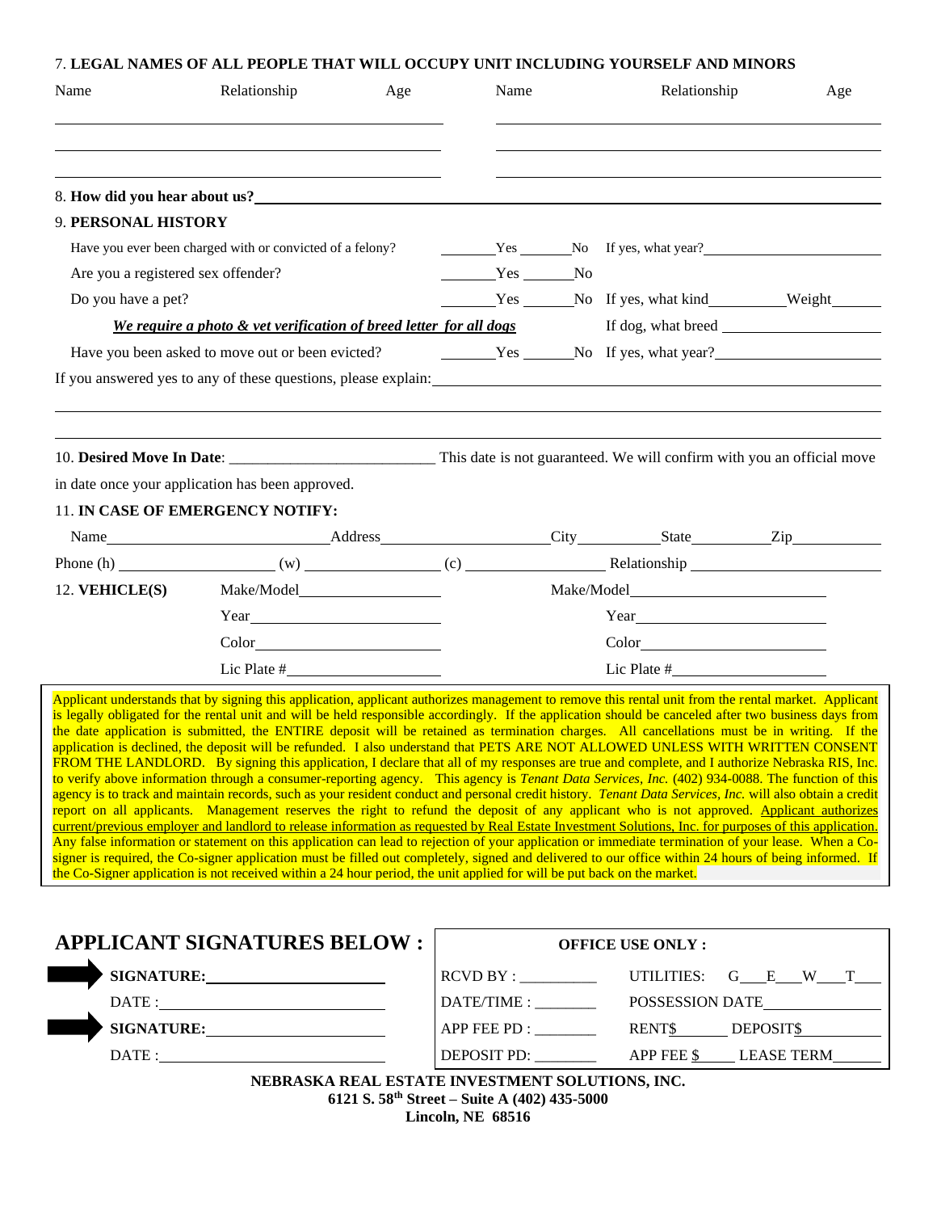7. **LEGAL NAMES OF ALL PEOPLE THAT WILL OCCUPY UNIT INCLUDING YOURSELF AND MINORS**

| Name | Relationship | Age | Name | Relationship | Age |
|---|---|---|---|---|---|
| | | | | | |
| | | | | | |
| | | | | | |

8. **How did you hear about us?** \_\_\_\_\_\_\_\_\_\_\_\_\_\_\_\_\_\_\_\_

9. **PERSONAL HISTORY**

Have you ever been charged with or convicted of a felony? \_\_\_\_\_ Yes \_\_\_\_\_ No If yes, what year? \_\_\_\_\_\_\_\_\_\_

Are you a registered sex offender? \_\_\_\_\_ Yes \_\_\_\_\_ No

Do you have a pet? \_\_\_\_\_ Yes \_\_\_\_\_ No If yes, what kind \_\_\_\_\_\_\_\_ Weight \_\_\_\_\_\_

***We require a photo & vet verification of breed letter for all dogs*** If dog, what breed \_\_\_\_\_\_\_\_\_\_

Have you been asked to move out or been evicted? \_\_\_\_\_ Yes \_\_\_\_\_ No If yes, what year? \_\_\_\_\_\_\_\_\_\_

If you answered yes to any of these questions, please explain: \_\_\_\_\_\_\_\_\_\_\_\_\_\_\_\_\_\_\_\_

10. **Desired Move In Date**: \_\_\_\_\_\_\_\_\_\_\_\_\_\_\_\_ This date is not guaranteed. We will confirm with you an official move in date once your application has been approved.

11. **IN CASE OF EMERGENCY NOTIFY:**

Name \_\_\_\_\_\_\_\_\_\_ Address \_\_\_\_\_\_\_\_\_\_ City \_\_\_\_\_\_ State \_\_\_\_\_\_ Zip \_\_\_\_\_\_

Phone (h) \_\_\_\_\_\_\_\_ (w) \_\_\_\_\_\_\_\_ (c) \_\_\_\_\_\_\_\_ Relationship \_\_\_\_\_\_\_\_

12. **VEHICLE(S)**

| | | |
|---|---|---|
| Make/Model | | Make/Model |
| Year | | Year |
| Color | | Color |
| Lic Plate # | | Lic Plate # |

Applicant understands that by signing this application, applicant authorizes management to remove this rental unit from the rental market. Applicant is legally obligated for the rental unit and will be held responsible accordingly. If the application should be canceled after two business days from the date application is submitted, the ENTIRE deposit will be retained as termination charges. All cancellations must be in writing. If the application is declined, the deposit will be refunded. I also understand that PETS ARE NOT ALLOWED UNLESS WITH WRITTEN CONSENT FROM THE LANDLORD. By signing this application, I declare that all of my responses are true and complete, and I authorize Nebraska RIS, Inc. to verify above information through a consumer-reporting agency. This agency is *Tenant Data Services, Inc.* (402) 934-0088. The function of this agency is to track and maintain records, such as your resident conduct and personal credit history. *Tenant Data Services, Inc.* will also obtain a credit report on all applicants. Management reserves the right to refund the deposit of any applicant who is not approved. Applicant authorizes current/previous employer and landlord to release information as requested by Real Estate Investment Solutions, Inc. for purposes of this application. Any false information or statement on this application can lead to rejection of your application or immediate termination of your lease. When a Co-signer is required, the Co-signer application must be filled out completely, signed and delivered to our office within 24 hours of being informed. If the Co-Signer application is not received within a 24 hour period, the unit applied for will be put back on the market.

## APPLICANT SIGNATURES BELOW :

**SIGNATURE:** \_\_\_\_\_\_\_\_\_\_\_\_\_\_\_\_

DATE : \_\_\_\_\_\_\_\_\_\_\_\_\_\_\_\_

**SIGNATURE:** \_\_\_\_\_\_\_\_\_\_\_\_\_\_\_\_

DATE : \_\_\_\_\_\_\_\_\_\_\_\_\_\_\_\_

**OFFICE USE ONLY :**

| | |
|---|---|
| RCVD BY : \_\_\_\_\_\_ | UTILITIES: G\_\_\_ E\_\_\_ W\_\_\_ T\_\_\_ |
| DATE/TIME : \_\_\_\_\_\_ | POSSESSION DATE \_\_\_\_\_\_ |
| APP FEE PD : \_\_\_\_\_\_ | RENT$ \_\_\_\_\_\_ DEPOSIT$ \_\_\_\_\_\_ |
| DEPOSIT PD: \_\_\_\_\_\_ | APP FEE $ \_\_\_\_ LEASE TERM \_\_\_\_\_\_ |

**NEBRASKA REAL ESTATE INVESTMENT SOLUTIONS, INC.**
**6121 S. 58th Street – Suite A (402) 435-5000**
**Lincoln, NE 68516**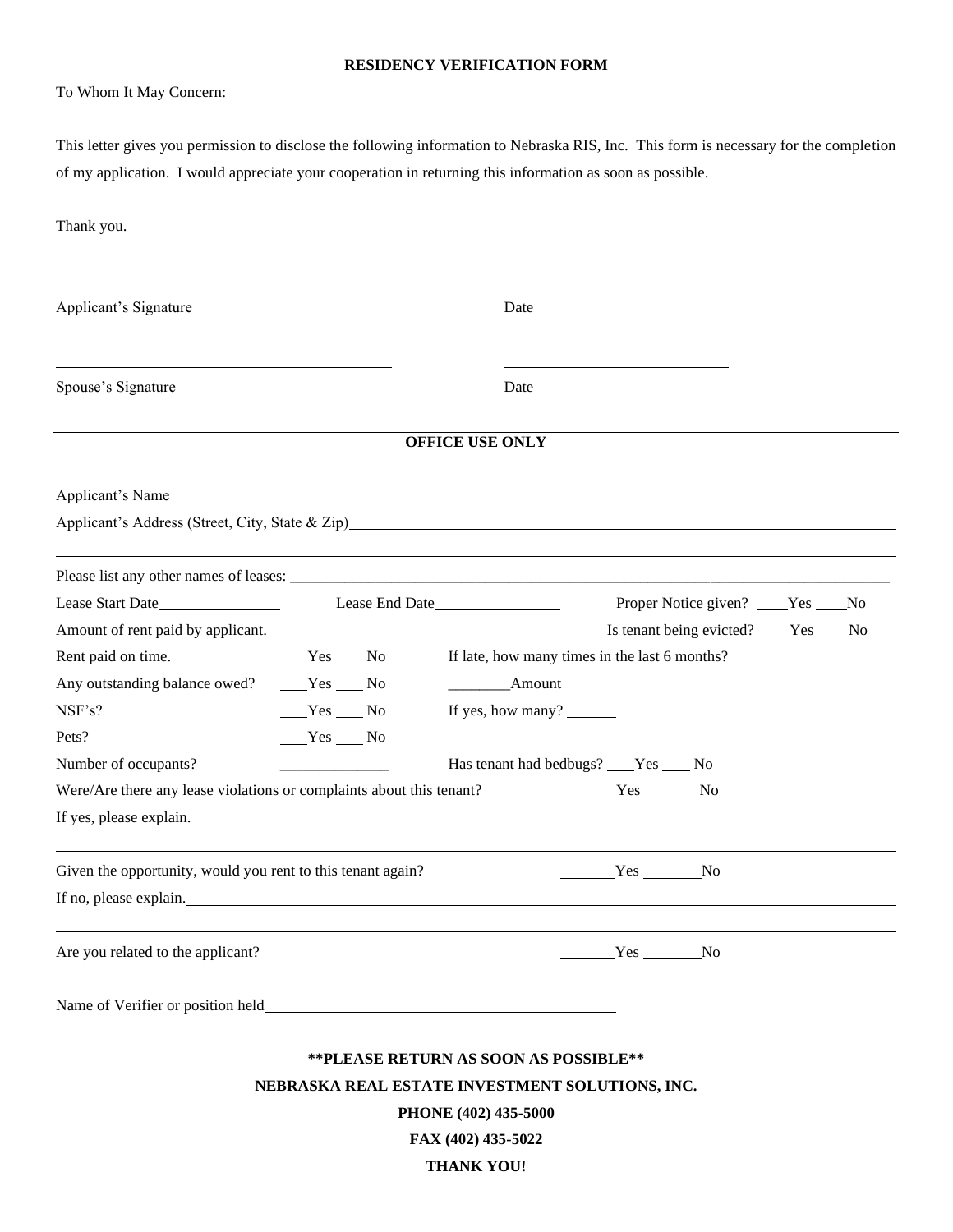**RESIDENCY VERIFICATION FORM**

To Whom It May Concern:

This letter gives you permission to disclose the following information to Nebraska RIS, Inc. This form is necessary for the completion of my application. I would appreciate your cooperation in returning this information as soon as possible.

Thank you.

______________________________ ______________________

Applicant's Signature Date

______________________________ ______________________

Spouse's Signature Date

---

**OFFICE USE ONLY**

Applicant's Name______________________________________________________________

Applicant's Address (Street, City, State & Zip)__________________________________________

_____________________________________________________________________________

Please list any other names of leases: ______________________________________________

Lease Start Date______________ Lease End Date______________ Proper Notice given? ____Yes ____No

Amount of rent paid by applicant.____________________ Is tenant being evicted? ____Yes ____No

Rent paid on time. ___Yes ___ No If late, how many times in the last 6 months? ______

Any outstanding balance owed? ___Yes ___ No ________Amount

NSF's? ___Yes ___ No If yes, how many? ______

Pets? ___Yes ___ No

Number of occupants? ____________ Has tenant had bedbugs? ___Yes ___ No

Were/Are there any lease violations or complaints about this tenant? _______Yes _______No

If yes, please explain.________________________________________________________

_____________________________________________________________________________

Given the opportunity, would you rent to this tenant again? _______Yes _______No

If no, please explain.________________________________________________________

_____________________________________________________________________________

Are you related to the applicant? _______Yes _______No

Name of Verifier or position held______________________________________

**\*\*PLEASE RETURN AS SOON AS POSSIBLE\*\***

**NEBRASKA REAL ESTATE INVESTMENT SOLUTIONS, INC.**

**PHONE (402) 435-5000**

**FAX (402) 435-5022**

**THANK YOU!**